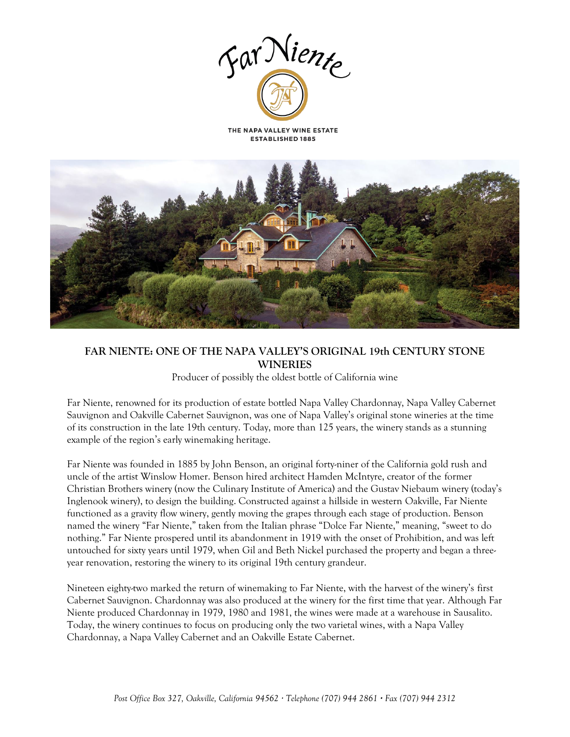Far Niente

THE NAPA VALLEY WINE ESTATE
ESTABLISHED 1885

# FAR NIENTE: ONE OF THE NAPA VALLEY'S ORIGINAL 19th CENTURY STONE WINERIES

Producer of possibly the oldest bottle of California wine

Far Niente, renowned for its production of estate bottled Napa Valley Chardonnay, Napa Valley Cabernet Sauvignon and Oakville Cabernet Sauvignon, was one of Napa Valley's original stone wineries at the time of its construction in the late 19th century. Today, more than 125 years, the winery stands as a stunning example of the region's early winemaking heritage.

Far Niente was founded in 1885 by John Benson, an original forty-niner of the California gold rush and uncle of the artist Winslow Homer. Benson hired architect Hamden McIntyre, creator of the former Christian Brothers winery (now the Culinary Institute of America) and the Gustav Niebaum winery (today's Inglenook winery), to design the building. Constructed against a hillside in western Oakville, Far Niente functioned as a gravity flow winery, gently moving the grapes through each stage of production. Benson named the winery "Far Niente," taken from the Italian phrase "Dolce Far Niente," meaning, "sweet to do nothing." Far Niente prospered until its abandonment in 1919 with the onset of Prohibition, and was left untouched for sixty years until 1979, when Gil and Beth Nickel purchased the property and began a three-year renovation, restoring the winery to its original 19th century grandeur.

Nineteen eighty-two marked the return of winemaking to Far Niente, with the harvest of the winery's first Cabernet Sauvignon. Chardonnay was also produced at the winery for the first time that year. Although Far Niente produced Chardonnay in 1979, 1980 and 1981, the wines were made at a warehouse in Sausalito. Today, the winery continues to focus on producing only the two varietal wines, with a Napa Valley Chardonnay, a Napa Valley Cabernet and an Oakville Estate Cabernet.

*Post Office Box 327, Oakville, California 94562 · Telephone (707) 944 2861 · Fax (707) 944 2312*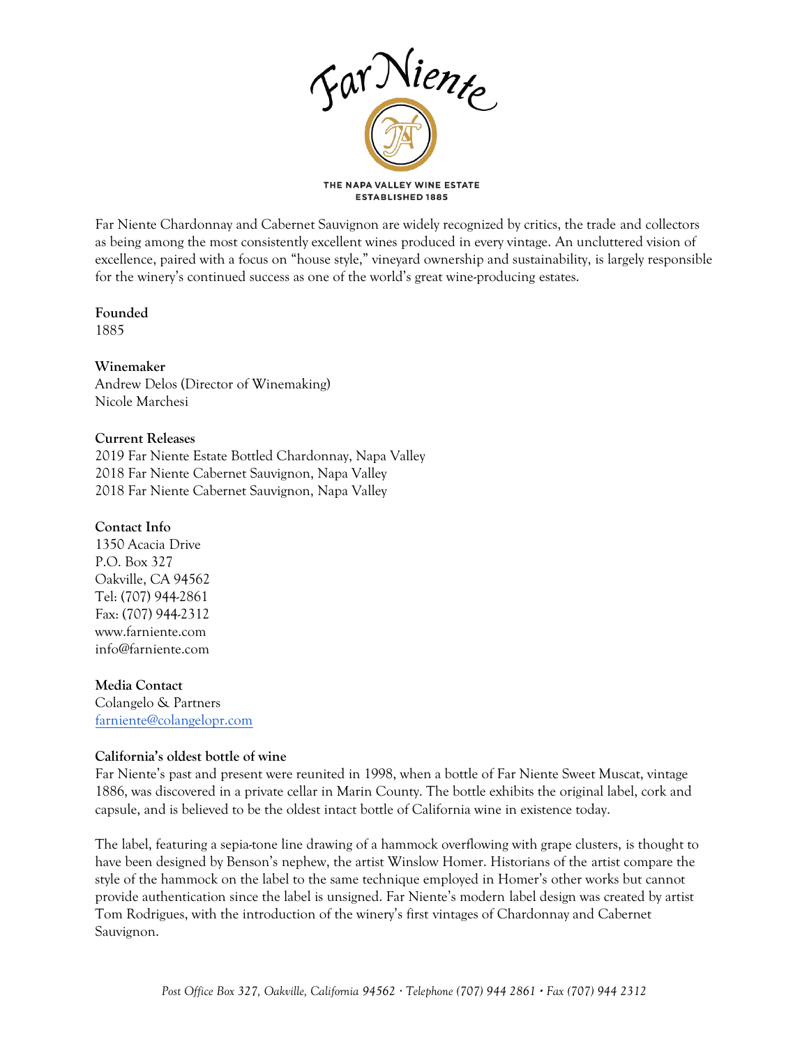Far Niente

THE NAPA VALLEY WINE ESTATE
ESTABLISHED 1885

Far Niente Chardonnay and Cabernet Sauvignon are widely recognized by critics, the trade and collectors as being among the most consistently excellent wines produced in every vintage. An uncluttered vision of excellence, paired with a focus on "house style," vineyard ownership and sustainability, is largely responsible for the winery's continued success as one of the world's great wine-producing estates.

**Founded**
1885

**Winemaker**
Andrew Delos (Director of Winemaking)
Nicole Marchesi

**Current Releases**
2019 Far Niente Estate Bottled Chardonnay, Napa Valley
2018 Far Niente Cabernet Sauvignon, Napa Valley
2018 Far Niente Cabernet Sauvignon, Napa Valley

**Contact Info**
1350 Acacia Drive
P.O. Box 327
Oakville, CA 94562
Tel: (707) 944-2861
Fax: (707) 944-2312
www.farniente.com
info@farniente.com

**Media Contact**
Colangelo & Partners
farniente@colangelopr.com

**California's oldest bottle of wine**

Far Niente's past and present were reunited in 1998, when a bottle of Far Niente Sweet Muscat, vintage 1886, was discovered in a private cellar in Marin County. The bottle exhibits the original label, cork and capsule, and is believed to be the oldest intact bottle of California wine in existence today.

The label, featuring a sepia-tone line drawing of a hammock overflowing with grape clusters, is thought to have been designed by Benson's nephew, the artist Winslow Homer. Historians of the artist compare the style of the hammock on the label to the same technique employed in Homer's other works but cannot provide authentication since the label is unsigned. Far Niente's modern label design was created by artist Tom Rodrigues, with the introduction of the winery's first vintages of Chardonnay and Cabernet Sauvignon.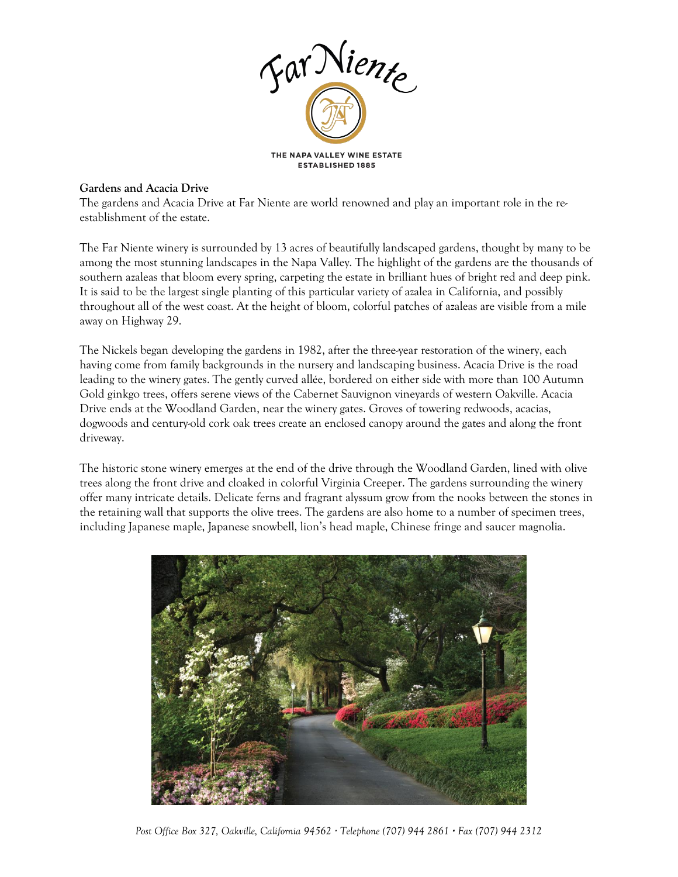**Gardens and Acacia Drive**

The gardens and Acacia Drive at Far Niente are world renowned and play an important role in the re-establishment of the estate.

The Far Niente winery is surrounded by 13 acres of beautifully landscaped gardens, thought by many to be among the most stunning landscapes in the Napa Valley. The highlight of the gardens are the thousands of southern azaleas that bloom every spring, carpeting the estate in brilliant hues of bright red and deep pink. It is said to be the largest single planting of this particular variety of azalea in California, and possibly throughout all of the west coast. At the height of bloom, colorful patches of azaleas are visible from a mile away on Highway 29.

The Nickels began developing the gardens in 1982, after the three-year restoration of the winery, each having come from family backgrounds in the nursery and landscaping business. Acacia Drive is the road leading to the winery gates. The gently curved allée, bordered on either side with more than 100 Autumn Gold ginkgo trees, offers serene views of the Cabernet Sauvignon vineyards of western Oakville. Acacia Drive ends at the Woodland Garden, near the winery gates. Groves of towering redwoods, acacias, dogwoods and century-old cork oak trees create an enclosed canopy around the gates and along the front driveway.

The historic stone winery emerges at the end of the drive through the Woodland Garden, lined with olive trees along the front drive and cloaked in colorful Virginia Creeper. The gardens surrounding the winery offer many intricate details. Delicate ferns and fragrant alyssum grow from the nooks between the stones in the retaining wall that supports the olive trees. The gardens are also home to a number of specimen trees, including Japanese maple, Japanese snowbell, lion's head maple, Chinese fringe and saucer magnolia.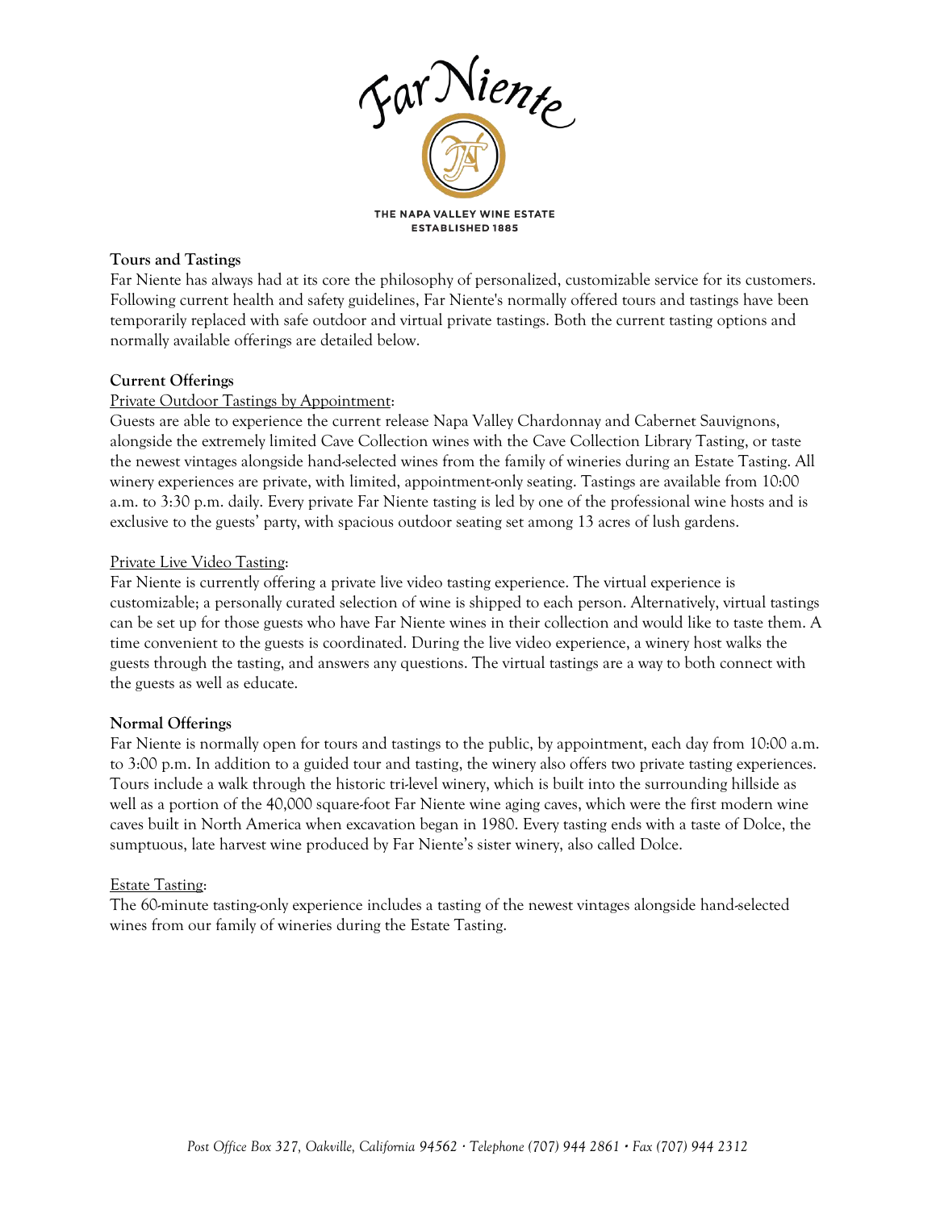Far Niente

THE NAPA VALLEY WINE ESTATE
ESTABLISHED 1885

**Tours and Tastings**

Far Niente has always had at its core the philosophy of personalized, customizable service for its customers. Following current health and safety guidelines, Far Niente's normally offered tours and tastings have been temporarily replaced with safe outdoor and virtual private tastings. Both the current tasting options and normally available offerings are detailed below.

**Current Offerings**

Private Outdoor Tastings by Appointment:

Guests are able to experience the current release Napa Valley Chardonnay and Cabernet Sauvignons, alongside the extremely limited Cave Collection wines with the Cave Collection Library Tasting, or taste the newest vintages alongside hand-selected wines from the family of wineries during an Estate Tasting. All winery experiences are private, with limited, appointment-only seating. Tastings are available from 10:00 a.m. to 3:30 p.m. daily. Every private Far Niente tasting is led by one of the professional wine hosts and is exclusive to the guests' party, with spacious outdoor seating set among 13 acres of lush gardens.

Private Live Video Tasting:

Far Niente is currently offering a private live video tasting experience. The virtual experience is customizable; a personally curated selection of wine is shipped to each person. Alternatively, virtual tastings can be set up for those guests who have Far Niente wines in their collection and would like to taste them. A time convenient to the guests is coordinated. During the live video experience, a winery host walks the guests through the tasting, and answers any questions. The virtual tastings are a way to both connect with the guests as well as educate.

**Normal Offerings**

Far Niente is normally open for tours and tastings to the public, by appointment, each day from 10:00 a.m. to 3:00 p.m. In addition to a guided tour and tasting, the winery also offers two private tasting experiences. Tours include a walk through the historic tri-level winery, which is built into the surrounding hillside as well as a portion of the 40,000 square-foot Far Niente wine aging caves, which were the first modern wine caves built in North America when excavation began in 1980. Every tasting ends with a taste of Dolce, the sumptuous, late harvest wine produced by Far Niente's sister winery, also called Dolce.

Estate Tasting:

The 60-minute tasting-only experience includes a tasting of the newest vintages alongside hand-selected wines from our family of wineries during the Estate Tasting.

*Post Office Box 327, Oakville, California 94562 · Telephone (707) 944 2861 · Fax (707) 944 2312*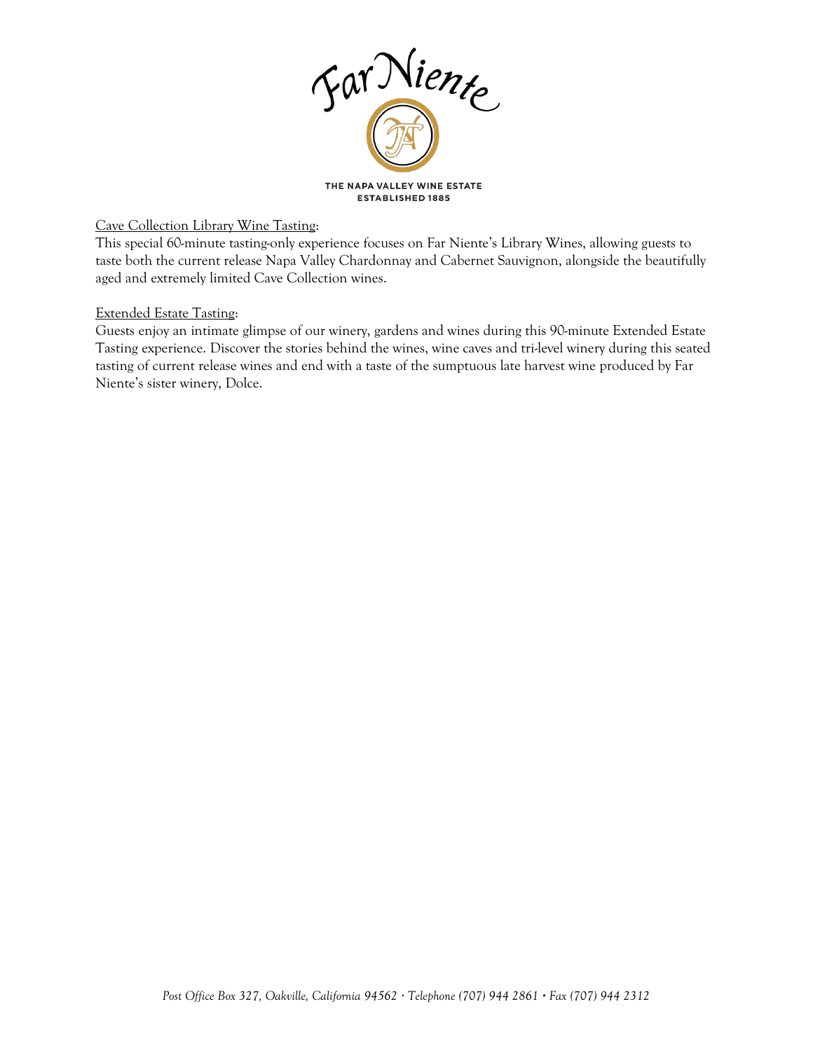Far Niente

THE NAPA VALLEY WINE ESTATE
ESTABLISHED 1885

Cave Collection Library Wine Tasting:

This special 60-minute tasting-only experience focuses on Far Niente's Library Wines, allowing guests to taste both the current release Napa Valley Chardonnay and Cabernet Sauvignon, alongside the beautifully aged and extremely limited Cave Collection wines.

Extended Estate Tasting:

Guests enjoy an intimate glimpse of our winery, gardens and wines during this 90-minute Extended Estate Tasting experience. Discover the stories behind the wines, wine caves and tri-level winery during this seated tasting of current release wines and end with a taste of the sumptuous late harvest wine produced by Far Niente's sister winery, Dolce.

*Post Office Box 327, Oakville, California 94562 · Telephone (707) 944 2861 · Fax (707) 944 2312*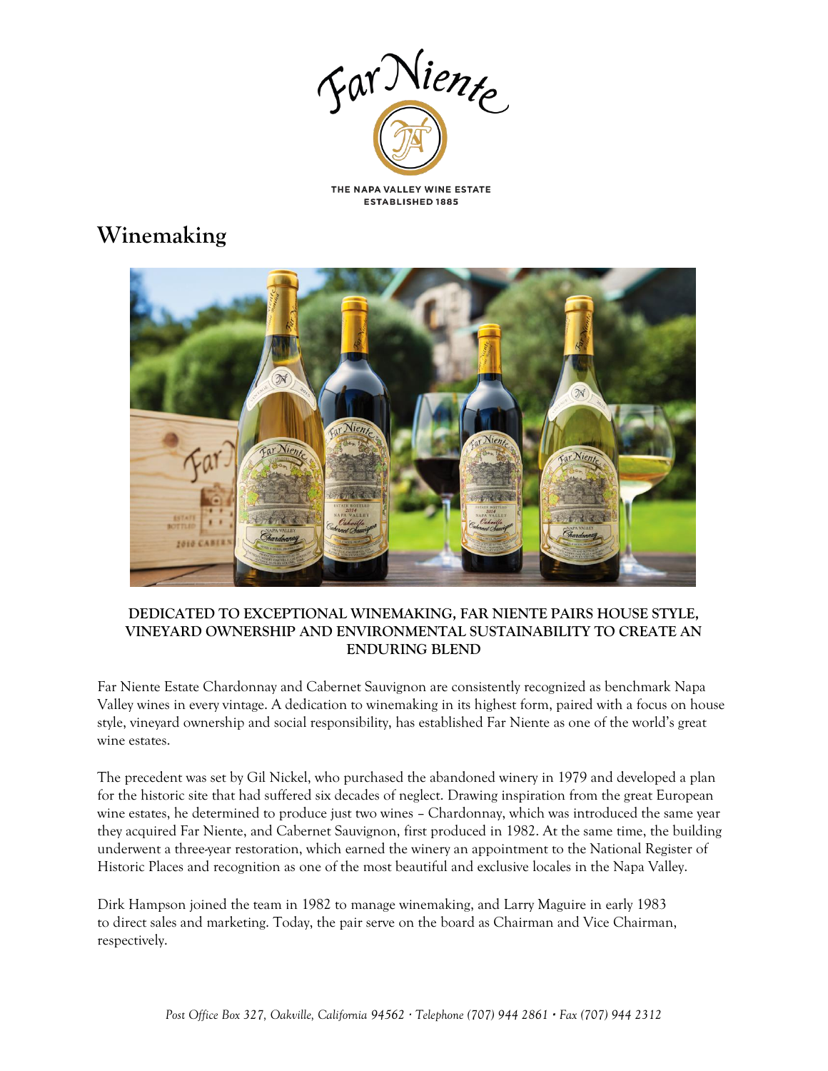THE NAPA VALLEY WINE ESTATE
ESTABLISHED 1885

# Winemaking

**DEDICATED TO EXCEPTIONAL WINEMAKING, FAR NIENTE PAIRS HOUSE STYLE, VINEYARD OWNERSHIP AND ENVIRONMENTAL SUSTAINABILITY TO CREATE AN ENDURING BLEND**

Far Niente Estate Chardonnay and Cabernet Sauvignon are consistently recognized as benchmark Napa Valley wines in every vintage. A dedication to winemaking in its highest form, paired with a focus on house style, vineyard ownership and social responsibility, has established Far Niente as one of the world's great wine estates.

The precedent was set by Gil Nickel, who purchased the abandoned winery in 1979 and developed a plan for the historic site that had suffered six decades of neglect. Drawing inspiration from the great European wine estates, he determined to produce just two wines – Chardonnay, which was introduced the same year they acquired Far Niente, and Cabernet Sauvignon, first produced in 1982. At the same time, the building underwent a three-year restoration, which earned the winery an appointment to the National Register of Historic Places and recognition as one of the most beautiful and exclusive locales in the Napa Valley.

Dirk Hampson joined the team in 1982 to manage winemaking, and Larry Maguire in early 1983 to direct sales and marketing. Today, the pair serve on the board as Chairman and Vice Chairman, respectively.

*Post Office Box 327, Oakville, California 94562 · Telephone (707) 944 2861 · Fax (707) 944 2312*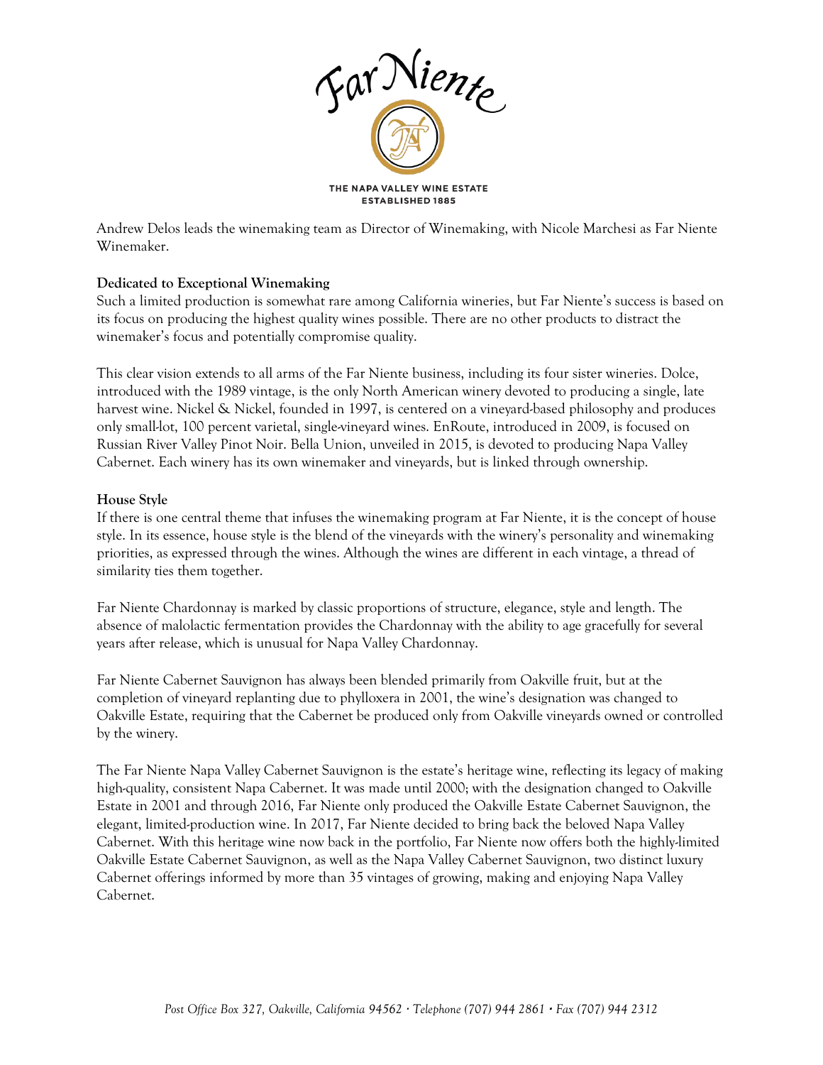Andrew Delos leads the winemaking team as Director of Winemaking, with Nicole Marchesi as Far Niente Winemaker.

**Dedicated to Exceptional Winemaking**

Such a limited production is somewhat rare among California wineries, but Far Niente's success is based on its focus on producing the highest quality wines possible. There are no other products to distract the winemaker's focus and potentially compromise quality.

This clear vision extends to all arms of the Far Niente business, including its four sister wineries. Dolce, introduced with the 1989 vintage, is the only North American winery devoted to producing a single, late harvest wine. Nickel & Nickel, founded in 1997, is centered on a vineyard-based philosophy and produces only small-lot, 100 percent varietal, single-vineyard wines. EnRoute, introduced in 2009, is focused on Russian River Valley Pinot Noir. Bella Union, unveiled in 2015, is devoted to producing Napa Valley Cabernet. Each winery has its own winemaker and vineyards, but is linked through ownership.

**House Style**

If there is one central theme that infuses the winemaking program at Far Niente, it is the concept of house style. In its essence, house style is the blend of the vineyards with the winery's personality and winemaking priorities, as expressed through the wines. Although the wines are different in each vintage, a thread of similarity ties them together.

Far Niente Chardonnay is marked by classic proportions of structure, elegance, style and length. The absence of malolactic fermentation provides the Chardonnay with the ability to age gracefully for several years after release, which is unusual for Napa Valley Chardonnay.

Far Niente Cabernet Sauvignon has always been blended primarily from Oakville fruit, but at the completion of vineyard replanting due to phylloxera in 2001, the wine's designation was changed to Oakville Estate, requiring that the Cabernet be produced only from Oakville vineyards owned or controlled by the winery.

The Far Niente Napa Valley Cabernet Sauvignon is the estate's heritage wine, reflecting its legacy of making high-quality, consistent Napa Cabernet. It was made until 2000; with the designation changed to Oakville Estate in 2001 and through 2016, Far Niente only produced the Oakville Estate Cabernet Sauvignon, the elegant, limited-production wine. In 2017, Far Niente decided to bring back the beloved Napa Valley Cabernet. With this heritage wine now back in the portfolio, Far Niente now offers both the highly-limited Oakville Estate Cabernet Sauvignon, as well as the Napa Valley Cabernet Sauvignon, two distinct luxury Cabernet offerings informed by more than 35 vintages of growing, making and enjoying Napa Valley Cabernet.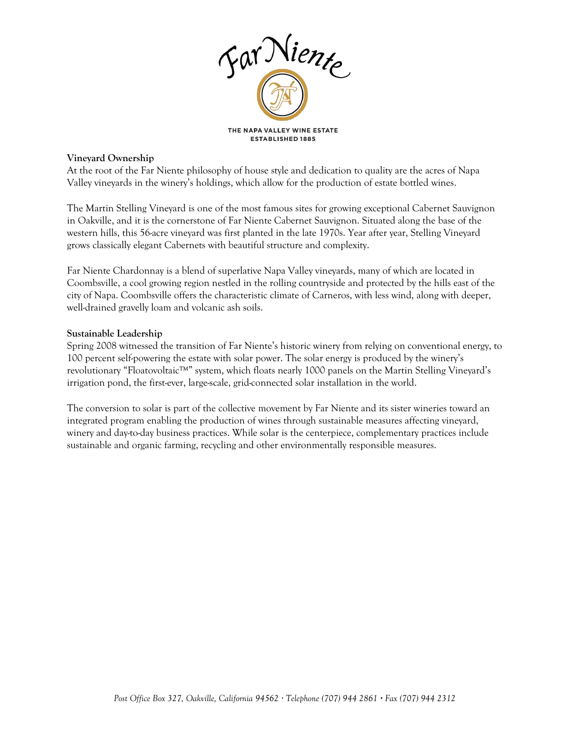Far Niente

THE NAPA VALLEY WINE ESTATE
ESTABLISHED 1885

**Vineyard Ownership**
At the root of the Far Niente philosophy of house style and dedication to quality are the acres of Napa Valley vineyards in the winery's holdings, which allow for the production of estate bottled wines.

The Martin Stelling Vineyard is one of the most famous sites for growing exceptional Cabernet Sauvignon in Oakville, and it is the cornerstone of Far Niente Cabernet Sauvignon. Situated along the base of the western hills, this 56-acre vineyard was first planted in the late 1970s. Year after year, Stelling Vineyard grows classically elegant Cabernets with beautiful structure and complexity.

Far Niente Chardonnay is a blend of superlative Napa Valley vineyards, many of which are located in Coombsville, a cool growing region nestled in the rolling countryside and protected by the hills east of the city of Napa. Coombsville offers the characteristic climate of Carneros, with less wind, along with deeper, well-drained gravelly loam and volcanic ash soils.

**Sustainable Leadership**
Spring 2008 witnessed the transition of Far Niente's historic winery from relying on conventional energy, to 100 percent self-powering the estate with solar power. The solar energy is produced by the winery's revolutionary "Floatovoltaic™" system, which floats nearly 1000 panels on the Martin Stelling Vineyard's irrigation pond, the first-ever, large-scale, grid-connected solar installation in the world.

The conversion to solar is part of the collective movement by Far Niente and its sister wineries toward an integrated program enabling the production of wines through sustainable measures affecting vineyard, winery and day-to-day business practices. While solar is the centerpiece, complementary practices include sustainable and organic farming, recycling and other environmentally responsible measures.

*Post Office Box 327, Oakville, California 94562 · Telephone (707) 944 2861 · Fax (707) 944 2312*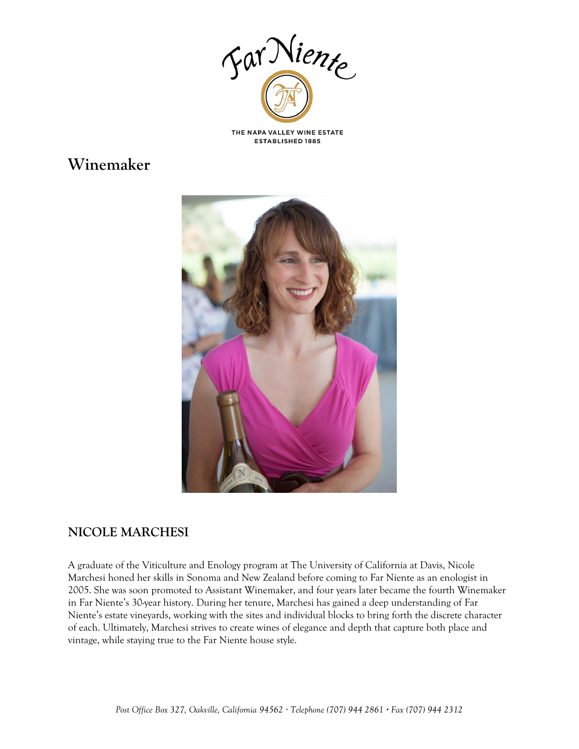Far Niente

THE NAPA VALLEY WINE ESTATE
ESTABLISHED 1885

# Winemaker

## NICOLE MARCHESI

A graduate of the Viticulture and Enology program at The University of California at Davis, Nicole Marchesi honed her skills in Sonoma and New Zealand before coming to Far Niente as an enologist in 2005. She was soon promoted to Assistant Winemaker, and four years later became the fourth Winemaker in Far Niente's 30-year history. During her tenure, Marchesi has gained a deep understanding of Far Niente's estate vineyards, working with the sites and individual blocks to bring forth the discrete character of each. Ultimately, Marchesi strives to create wines of elegance and depth that capture both place and vintage, while staying true to the Far Niente house style.

*Post Office Box 327, Oakville, California 94562 · Telephone (707) 944 2861 · Fax (707) 944 2312*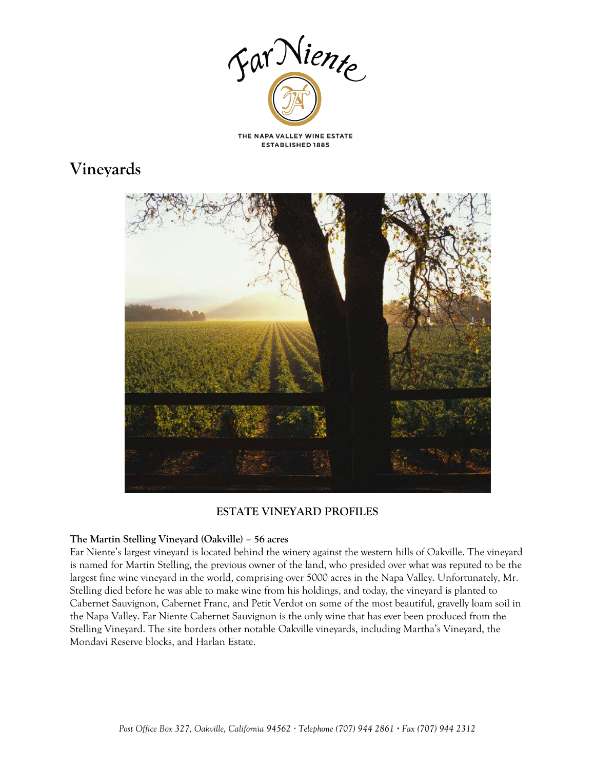Far Niente

THE NAPA VALLEY WINE ESTATE
ESTABLISHED 1885

# Vineyards

**ESTATE VINEYARD PROFILES**

**The Martin Stelling Vineyard (Oakville) – 56 acres**

Far Niente's largest vineyard is located behind the winery against the western hills of Oakville. The vineyard is named for Martin Stelling, the previous owner of the land, who presided over what was reputed to be the largest fine wine vineyard in the world, comprising over 5000 acres in the Napa Valley. Unfortunately, Mr. Stelling died before he was able to make wine from his holdings, and today, the vineyard is planted to Cabernet Sauvignon, Cabernet Franc, and Petit Verdot on some of the most beautiful, gravelly loam soil in the Napa Valley. Far Niente Cabernet Sauvignon is the only wine that has ever been produced from the Stelling Vineyard. The site borders other notable Oakville vineyards, including Martha's Vineyard, the Mondavi Reserve blocks, and Harlan Estate.

*Post Office Box 327, Oakville, California 94562 · Telephone (707) 944 2861 · Fax (707) 944 2312*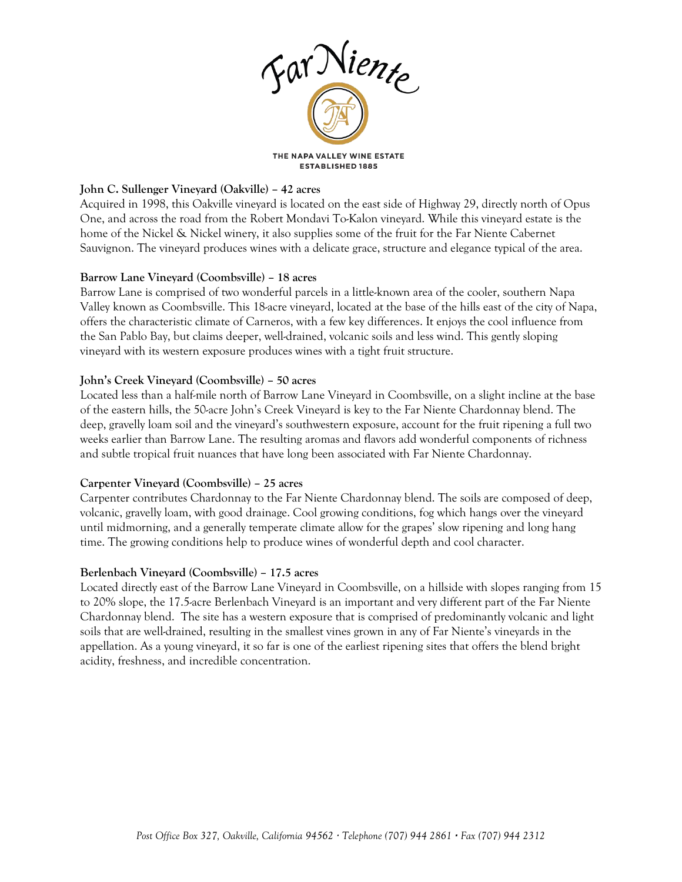Far Niente

THE NAPA VALLEY WINE ESTATE
ESTABLISHED 1885

**John C. Sullenger Vineyard (Oakville) – 42 acres**

Acquired in 1998, this Oakville vineyard is located on the east side of Highway 29, directly north of Opus One, and across the road from the Robert Mondavi To-Kalon vineyard. While this vineyard estate is the home of the Nickel & Nickel winery, it also supplies some of the fruit for the Far Niente Cabernet Sauvignon. The vineyard produces wines with a delicate grace, structure and elegance typical of the area.

**Barrow Lane Vineyard (Coombsville) – 18 acres**

Barrow Lane is comprised of two wonderful parcels in a little-known area of the cooler, southern Napa Valley known as Coombsville. This 18-acre vineyard, located at the base of the hills east of the city of Napa, offers the characteristic climate of Carneros, with a few key differences. It enjoys the cool influence from the San Pablo Bay, but claims deeper, well-drained, volcanic soils and less wind. This gently sloping vineyard with its western exposure produces wines with a tight fruit structure.

**John's Creek Vineyard (Coombsville) – 50 acres**

Located less than a half-mile north of Barrow Lane Vineyard in Coombsville, on a slight incline at the base of the eastern hills, the 50-acre John's Creek Vineyard is key to the Far Niente Chardonnay blend. The deep, gravelly loam soil and the vineyard's southwestern exposure, account for the fruit ripening a full two weeks earlier than Barrow Lane. The resulting aromas and flavors add wonderful components of richness and subtle tropical fruit nuances that have long been associated with Far Niente Chardonnay.

**Carpenter Vineyard (Coombsville) – 25 acres**

Carpenter contributes Chardonnay to the Far Niente Chardonnay blend. The soils are composed of deep, volcanic, gravelly loam, with good drainage. Cool growing conditions, fog which hangs over the vineyard until midmorning, and a generally temperate climate allow for the grapes' slow ripening and long hang time. The growing conditions help to produce wines of wonderful depth and cool character.

**Berlenbach Vineyard (Coombsville) – 17.5 acres**

Located directly east of the Barrow Lane Vineyard in Coombsville, on a hillside with slopes ranging from 15 to 20% slope, the 17.5-acre Berlenbach Vineyard is an important and very different part of the Far Niente Chardonnay blend. The site has a western exposure that is comprised of predominantly volcanic and light soils that are well-drained, resulting in the smallest vines grown in any of Far Niente's vineyards in the appellation. As a young vineyard, it so far is one of the earliest ripening sites that offers the blend bright acidity, freshness, and incredible concentration.

*Post Office Box 327, Oakville, California 94562 · Telephone (707) 944 2861 · Fax (707) 944 2312*